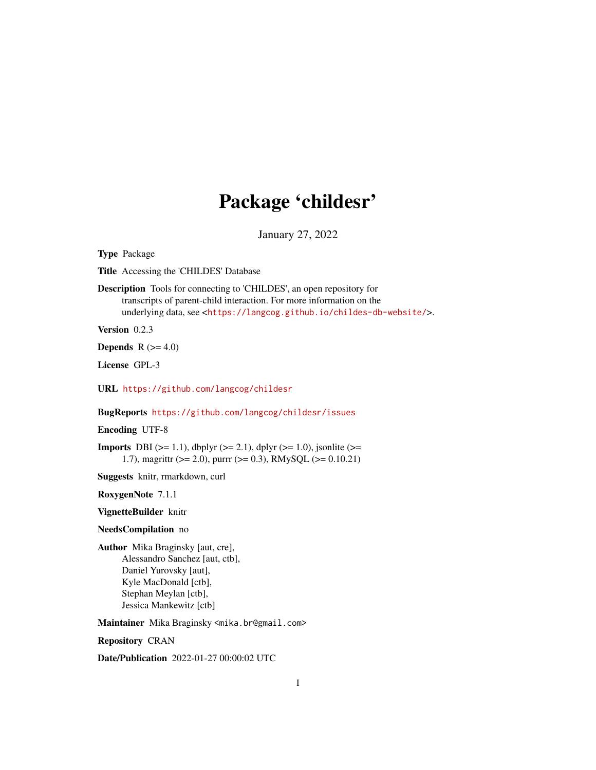# Package 'childesr'

January 27, 2022

**Type** Package

**Title** Accessing the 'CHILDES' Database

**Description** Tools for connecting to 'CHILDES', an open repository for transcripts of parent-child interaction. For more information on the underlying data, see <https://langcog.github.io/childes-db-website/>.

**Version** 0.2.3

**Depends** R (>= 4.0)

**License** GPL-3

**URL** https://github.com/langcog/childesr

**BugReports** https://github.com/langcog/childesr/issues

**Encoding** UTF-8

**Imports** DBI (>= 1.1), dbplyr (>= 2.1), dplyr (>= 1.0), jsonlite (>= 1.7), magrittr (>= 2.0), purrr (>= 0.3), RMySQL (>= 0.10.21)

**Suggests** knitr, rmarkdown, curl

**RoxygenNote** 7.1.1

**VignetteBuilder** knitr

**NeedsCompilation** no

**Author** Mika Braginsky [aut, cre],
Alessandro Sanchez [aut, ctb],
Daniel Yurovsky [aut],
Kyle MacDonald [ctb],
Stephan Meylan [ctb],
Jessica Mankewitz [ctb]

**Maintainer** Mika Braginsky <mika.br@gmail.com>

**Repository** CRAN

**Date/Publication** 2022-01-27 00:00:02 UTC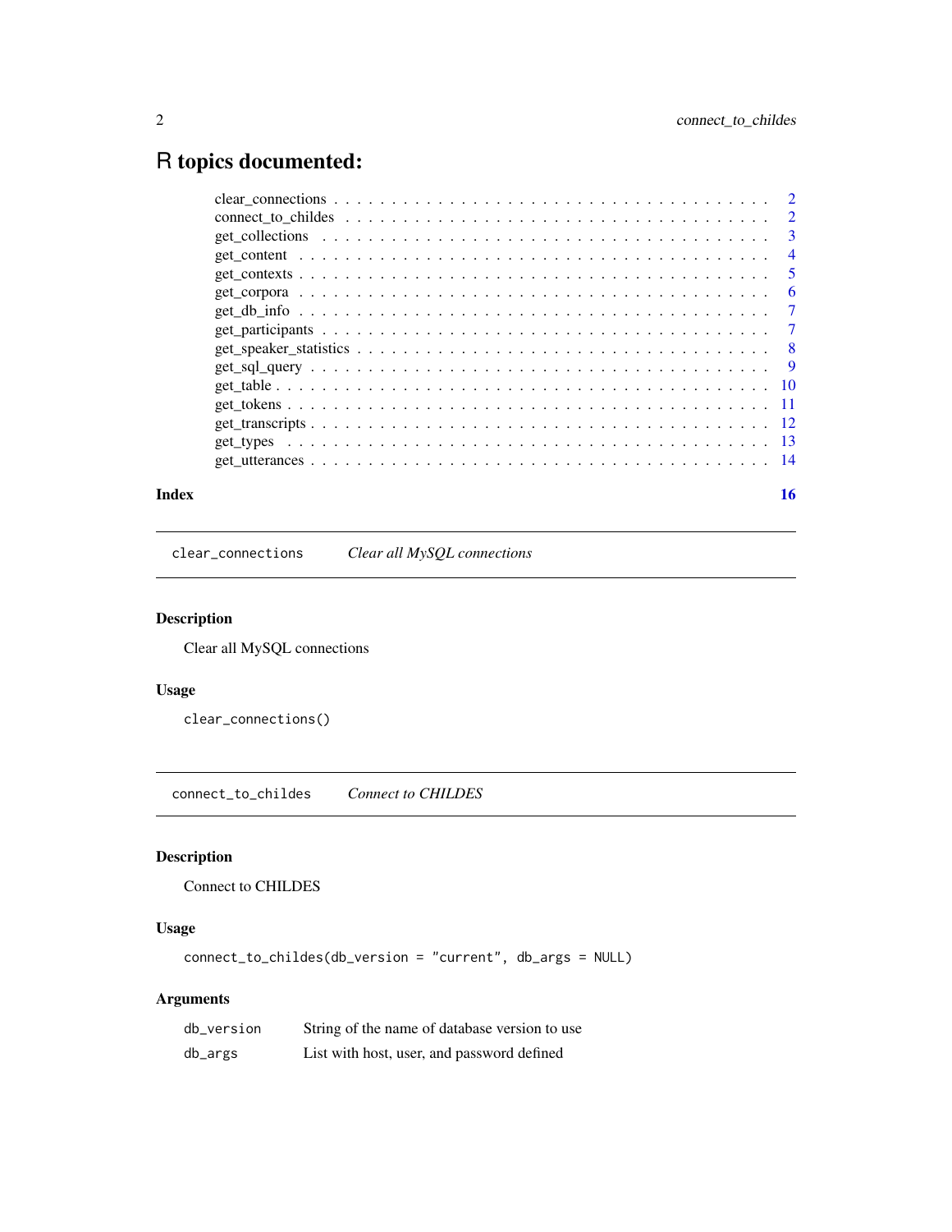# R topics documented:

| | |
|---|---|
| clear_connections | 2 |
| connect_to_childes | 2 |
| get_collections | 3 |
| get_content | 4 |
| get_contexts | 5 |
| get_corpora | 6 |
| get_db_info | 7 |
| get_participants | 7 |
| get_speaker_statistics | 8 |
| get_sql_query | 9 |
| get_table | 10 |
| get_tokens | 11 |
| get_transcripts | 12 |
| get_types | 13 |
| get_utterances | 14 |

**Index** 16

---

`clear_connections` *Clear all MySQL connections*

---

### Description

Clear all MySQL connections

### Usage

```
clear_connections()
```

---

`connect_to_childes` *Connect to CHILDES*

---

### Description

Connect to CHILDES

### Usage

```
connect_to_childes(db_version = "current", db_args = NULL)
```

### Arguments

| | |
|---|---|
| `db_version` | String of the name of database version to use |
| `db_args` | List with host, user, and password defined |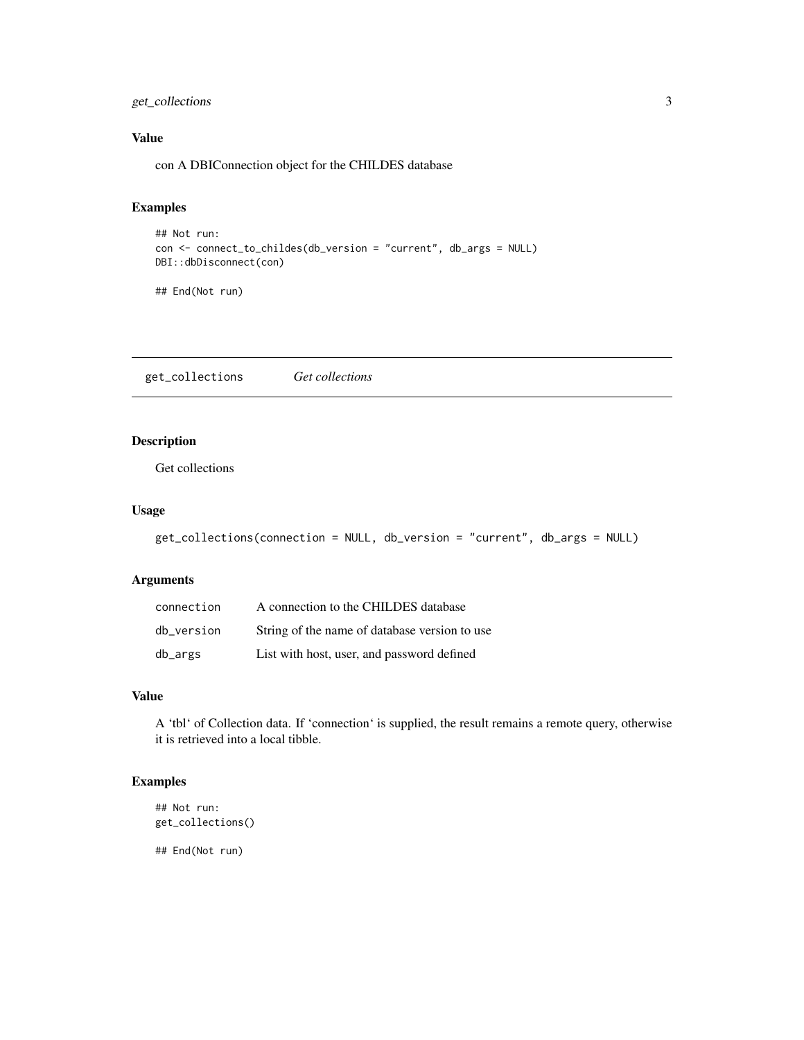### Value

con A DBIConnection object for the CHILDES database

### Examples

```
## Not run:
con <- connect_to_childes(db_version = "current", db_args = NULL)
DBI::dbDisconnect(con)

## End(Not run)
```

## get_collections *Get collections*

### Description

Get collections

### Usage

```
get_collections(connection = NULL, db_version = "current", db_args = NULL)
```

### Arguments

| | |
|---|---|
| connection | A connection to the CHILDES database |
| db_version | String of the name of database version to use |
| db_args | List with host, user, and password defined |

### Value

A 'tbl' of Collection data. If 'connection' is supplied, the result remains a remote query, otherwise it is retrieved into a local tibble.

### Examples

```
## Not run:
get_collections()

## End(Not run)
```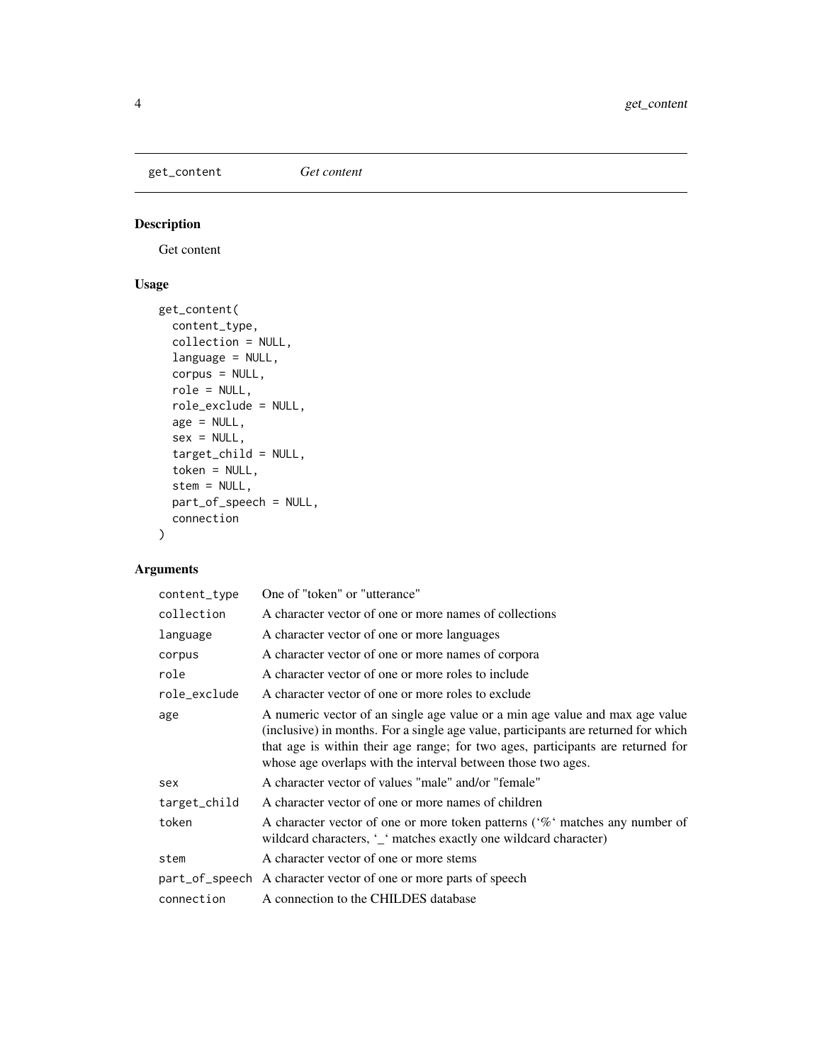## get_content *Get content*

### Description

Get content

### Usage

```
get_content(
  content_type,
  collection = NULL,
  language = NULL,
  corpus = NULL,
  role = NULL,
  role_exclude = NULL,
  age = NULL,
  sex = NULL,
  target_child = NULL,
  token = NULL,
  stem = NULL,
  part_of_speech = NULL,
  connection
)
```

### Arguments

| | |
|---|---|
| content_type | One of "token" or "utterance" |
| collection | A character vector of one or more names of collections |
| language | A character vector of one or more languages |
| corpus | A character vector of one or more names of corpora |
| role | A character vector of one or more roles to include |
| role_exclude | A character vector of one or more roles to exclude |
| age | A numeric vector of an single age value or a min age value and max age value (inclusive) in months. For a single age value, participants are returned for which that age is within their age range; for two ages, participants are returned for whose age overlaps with the interval between those two ages. |
| sex | A character vector of values "male" and/or "female" |
| target_child | A character vector of one or more names of children |
| token | A character vector of one or more token patterns ('%' matches any number of wildcard characters, '_' matches exactly one wildcard character) |
| stem | A character vector of one or more stems |
| part_of_speech | A character vector of one or more parts of speech |
| connection | A connection to the CHILDES database |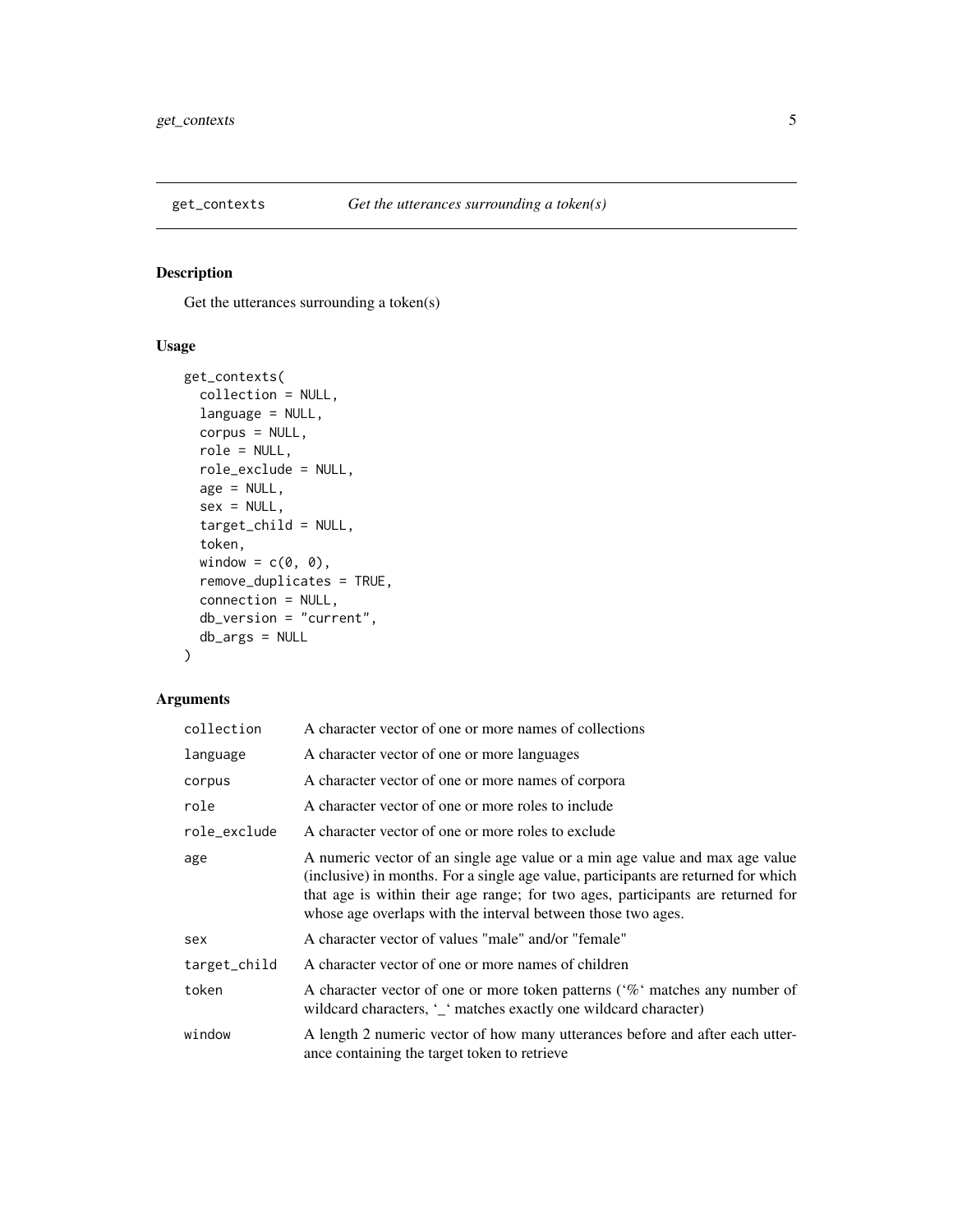## get_contexts *Get the utterances surrounding a token(s)*

### Description

Get the utterances surrounding a token(s)

### Usage

```
get_contexts(
  collection = NULL,
  language = NULL,
  corpus = NULL,
  role = NULL,
  role_exclude = NULL,
  age = NULL,
  sex = NULL,
  target_child = NULL,
  token,
  window = c(0, 0),
  remove_duplicates = TRUE,
  connection = NULL,
  db_version = "current",
  db_args = NULL
)
```

### Arguments

| | |
|---|---|
| `collection` | A character vector of one or more names of collections |
| `language` | A character vector of one or more languages |
| `corpus` | A character vector of one or more names of corpora |
| `role` | A character vector of one or more roles to include |
| `role_exclude` | A character vector of one or more roles to exclude |
| `age` | A numeric vector of an single age value or a min age value and max age value (inclusive) in months. For a single age value, participants are returned for which that age is within their age range; for two ages, participants are returned for whose age overlaps with the interval between those two ages. |
| `sex` | A character vector of values "male" and/or "female" |
| `target_child` | A character vector of one or more names of children |
| `token` | A character vector of one or more token patterns ('%' matches any number of wildcard characters, '_' matches exactly one wildcard character) |
| `window` | A length 2 numeric vector of how many utterances before and after each utterance containing the target token to retrieve |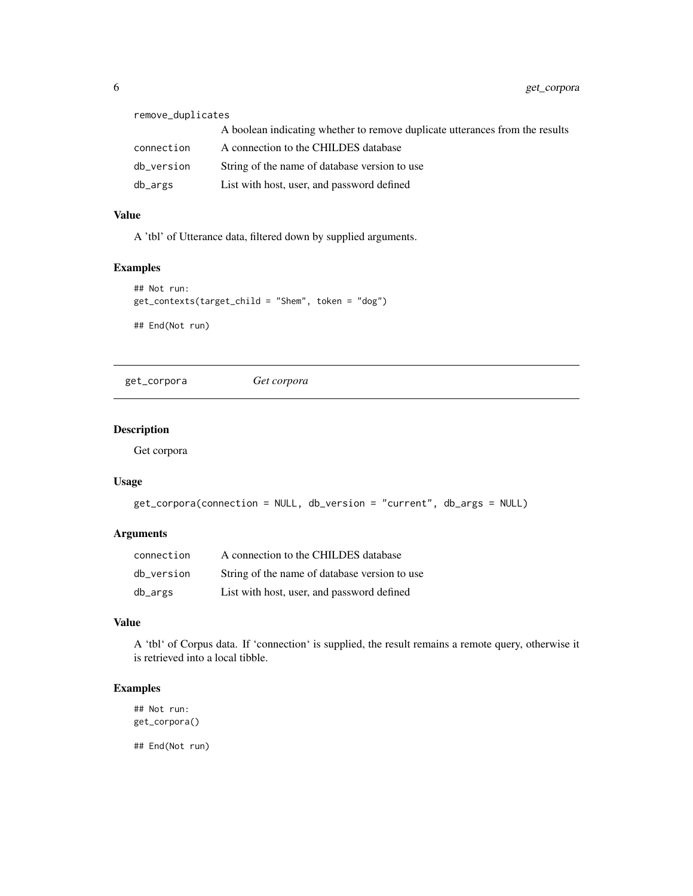| | |
|---|---|
| remove_duplicates | A boolean indicating whether to remove duplicate utterances from the results |
| connection | A connection to the CHILDES database |
| db_version | String of the name of database version to use |
| db_args | List with host, user, and password defined |

### Value

A 'tbl' of Utterance data, filtered down by supplied arguments.

### Examples

```
## Not run:
get_contexts(target_child = "Shem", token = "dog")

## End(Not run)
```

---

## get_corpora *Get corpora*

---

### Description

Get corpora

### Usage

```
get_corpora(connection = NULL, db_version = "current", db_args = NULL)
```

### Arguments

| | |
|---|---|
| connection | A connection to the CHILDES database |
| db_version | String of the name of database version to use |
| db_args | List with host, user, and password defined |

### Value

A 'tbl' of Corpus data. If 'connection' is supplied, the result remains a remote query, otherwise it is retrieved into a local tibble.

### Examples

```
## Not run:
get_corpora()

## End(Not run)
```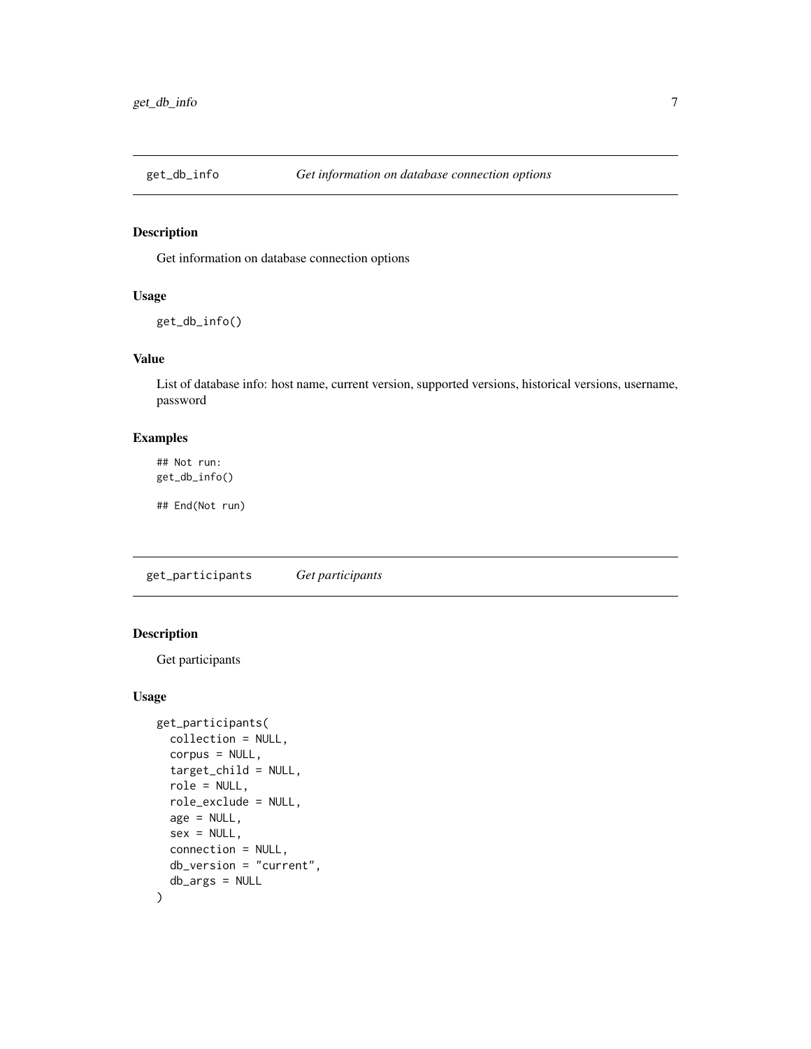## get_db_info — *Get information on database connection options*

### Description

Get information on database connection options

### Usage

```
get_db_info()
```

### Value

List of database info: host name, current version, supported versions, historical versions, username, password

### Examples

```
## Not run:
get_db_info()

## End(Not run)
```

## get_participants — *Get participants*

### Description

Get participants

### Usage

```
get_participants(
  collection = NULL,
  corpus = NULL,
  target_child = NULL,
  role = NULL,
  role_exclude = NULL,
  age = NULL,
  sex = NULL,
  connection = NULL,
  db_version = "current",
  db_args = NULL
)
```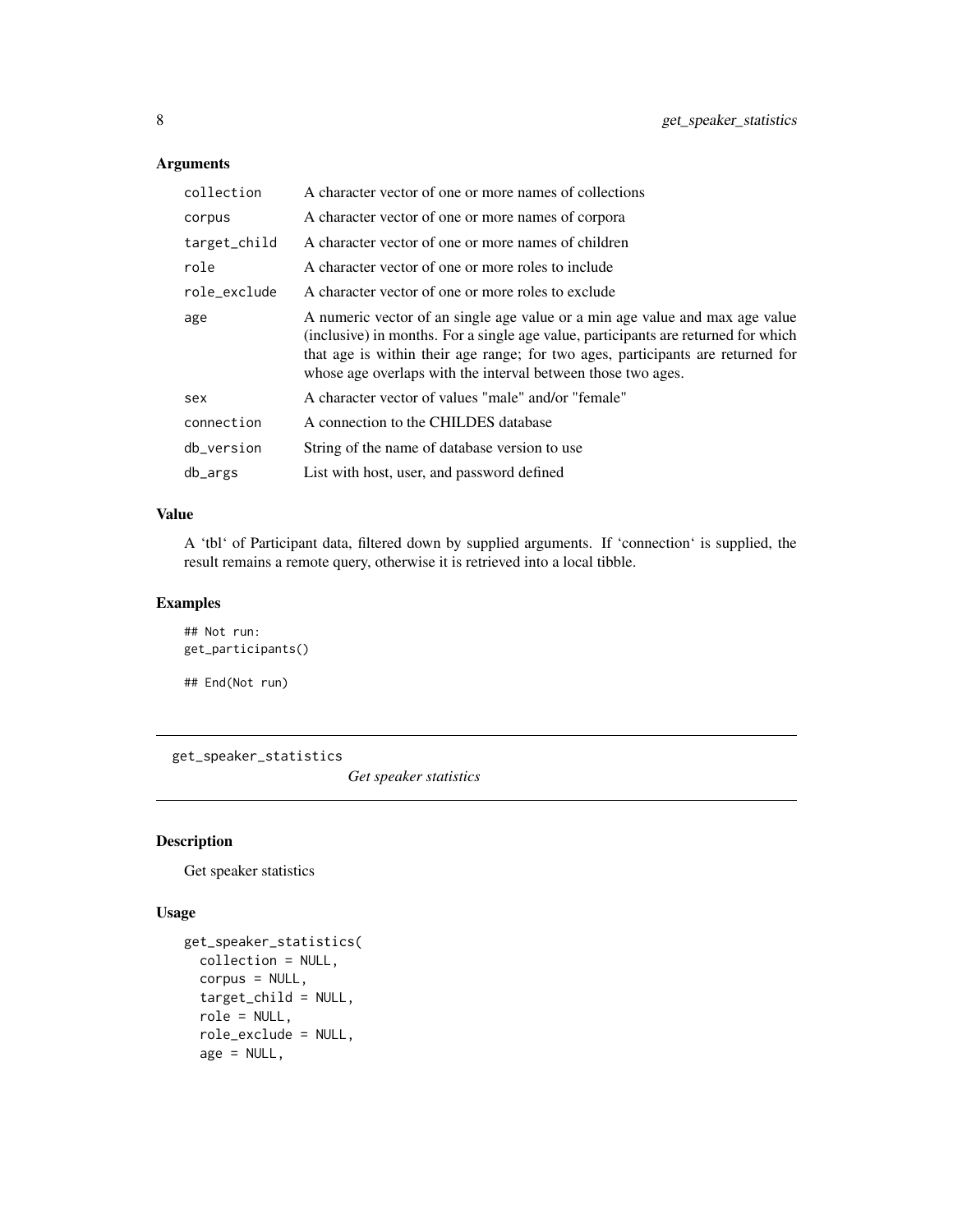### Arguments

| | |
|---|---|
| `collection` | A character vector of one or more names of collections |
| `corpus` | A character vector of one or more names of corpora |
| `target_child` | A character vector of one or more names of children |
| `role` | A character vector of one or more roles to include |
| `role_exclude` | A character vector of one or more roles to exclude |
| `age` | A numeric vector of an single age value or a min age value and max age value (inclusive) in months. For a single age value, participants are returned for which that age is within their age range; for two ages, participants are returned for whose age overlaps with the interval between those two ages. |
| `sex` | A character vector of values "male" and/or "female" |
| `connection` | A connection to the CHILDES database |
| `db_version` | String of the name of database version to use |
| `db_args` | List with host, user, and password defined |

### Value

A 'tbl' of Participant data, filtered down by supplied arguments. If 'connection' is supplied, the result remains a remote query, otherwise it is retrieved into a local tibble.

### Examples

```
## Not run:
get_participants()

## End(Not run)
```

---

## get_speaker_statistics — *Get speaker statistics*

---

### Description

Get speaker statistics

### Usage

```
get_speaker_statistics(
  collection = NULL,
  corpus = NULL,
  target_child = NULL,
  role = NULL,
  role_exclude = NULL,
  age = NULL,
```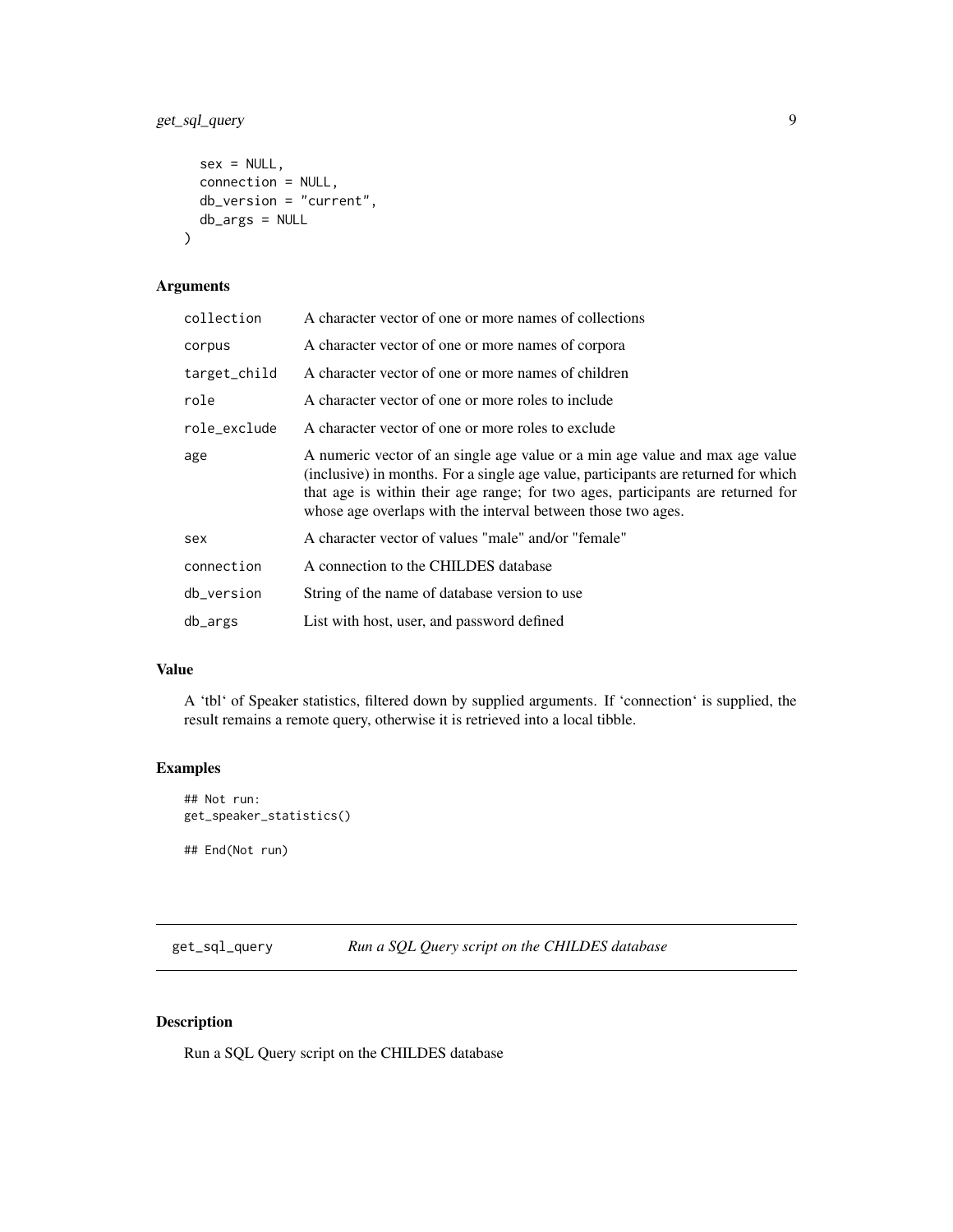```
  sex = NULL,
  connection = NULL,
  db_version = "current",
  db_args = NULL
)
```

### Arguments

| | |
|---|---|
| collection | A character vector of one or more names of collections |
| corpus | A character vector of one or more names of corpora |
| target_child | A character vector of one or more names of children |
| role | A character vector of one or more roles to include |
| role_exclude | A character vector of one or more roles to exclude |
| age | A numeric vector of an single age value or a min age value and max age value (inclusive) in months. For a single age value, participants are returned for which that age is within their age range; for two ages, participants are returned for whose age overlaps with the interval between those two ages. |
| sex | A character vector of values "male" and/or "female" |
| connection | A connection to the CHILDES database |
| db_version | String of the name of database version to use |
| db_args | List with host, user, and password defined |

### Value

A 'tbl' of Speaker statistics, filtered down by supplied arguments. If 'connection' is supplied, the result remains a remote query, otherwise it is retrieved into a local tibble.

### Examples

```
## Not run:
get_speaker_statistics()

## End(Not run)
```

---

## get_sql_query    *Run a SQL Query script on the CHILDES database*

---

### Description

Run a SQL Query script on the CHILDES database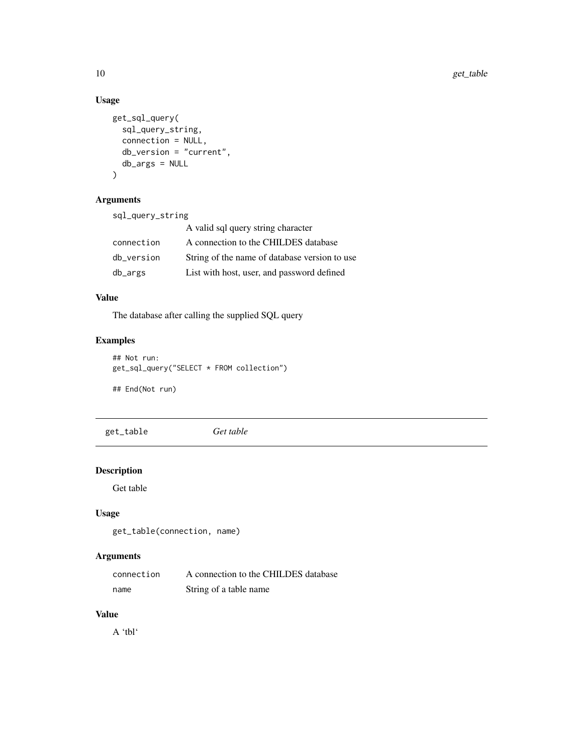### Usage

```
get_sql_query(
  sql_query_string,
  connection = NULL,
  db_version = "current",
  db_args = NULL
)
```

### Arguments

| | |
|---|---|
| `sql_query_string` | A valid sql query string character |
| `connection` | A connection to the CHILDES database |
| `db_version` | String of the name of database version to use |
| `db_args` | List with host, user, and password defined |

### Value

The database after calling the supplied SQL query

### Examples

```
## Not run:
get_sql_query("SELECT * FROM collection")

## End(Not run)
```

---

## `get_table` *Get table*

### Description

Get table

### Usage

```
get_table(connection, name)
```

### Arguments

| | |
|---|---|
| `connection` | A connection to the CHILDES database |
| `name` | String of a table name |

### Value

A 'tbl'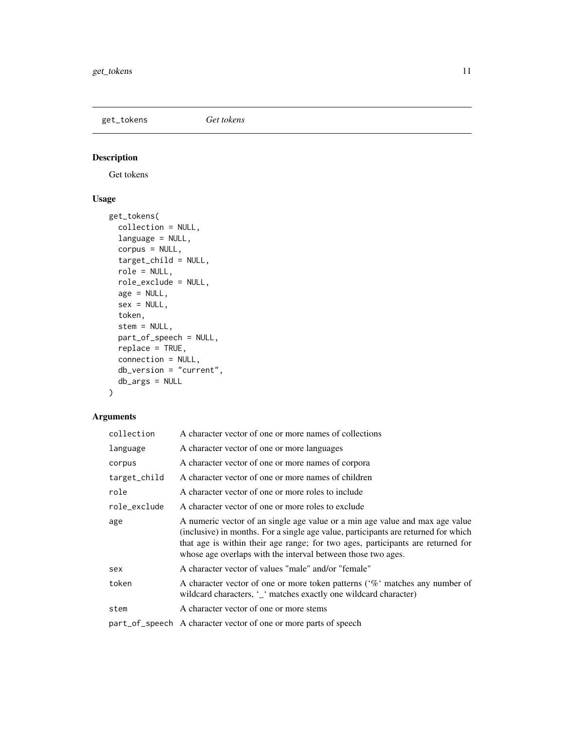## get_tokens *Get tokens*

### Description

Get tokens

### Usage

```
get_tokens(
  collection = NULL,
  language = NULL,
  corpus = NULL,
  target_child = NULL,
  role = NULL,
  role_exclude = NULL,
  age = NULL,
  sex = NULL,
  token,
  stem = NULL,
  part_of_speech = NULL,
  replace = TRUE,
  connection = NULL,
  db_version = "current",
  db_args = NULL
)
```

### Arguments

| | |
|---|---|
| collection | A character vector of one or more names of collections |
| language | A character vector of one or more languages |
| corpus | A character vector of one or more names of corpora |
| target_child | A character vector of one or more names of children |
| role | A character vector of one or more roles to include |
| role_exclude | A character vector of one or more roles to exclude |
| age | A numeric vector of an single age value or a min age value and max age value (inclusive) in months. For a single age value, participants are returned for which that age is within their age range; for two ages, participants are returned for whose age overlaps with the interval between those two ages. |
| sex | A character vector of values "male" and/or "female" |
| token | A character vector of one or more token patterns ('%' matches any number of wildcard characters, '_' matches exactly one wildcard character) |
| stem | A character vector of one or more stems |
| part_of_speech | A character vector of one or more parts of speech |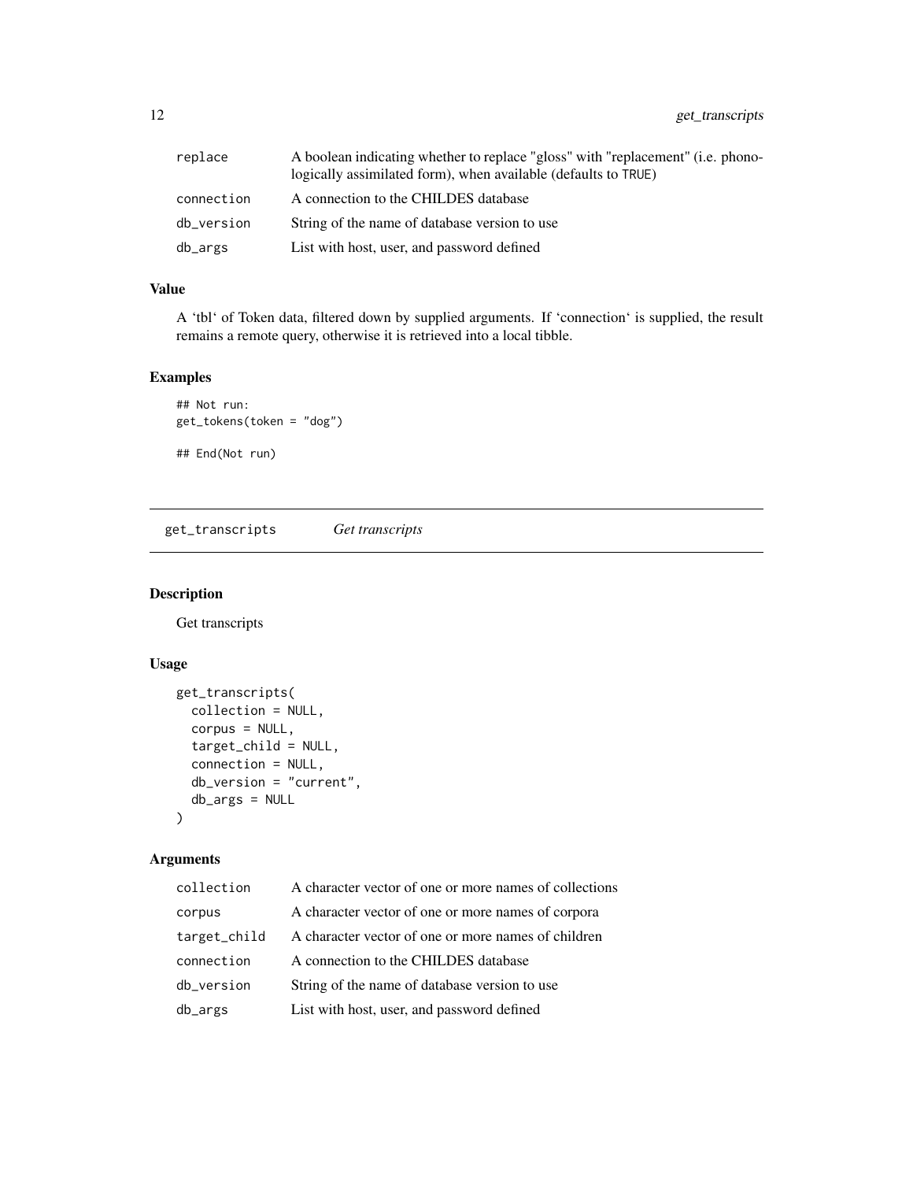| | |
|---|---|
| replace | A boolean indicating whether to replace "gloss" with "replacement" (i.e. phonologically assimilated form), when available (defaults to TRUE) |
| connection | A connection to the CHILDES database |
| db_version | String of the name of database version to use |
| db_args | List with host, user, and password defined |

### Value

A 'tbl' of Token data, filtered down by supplied arguments. If 'connection' is supplied, the result remains a remote query, otherwise it is retrieved into a local tibble.

### Examples

```
## Not run:
get_tokens(token = "dog")

## End(Not run)
```

---

## get_transcripts *Get transcripts*

---

### Description

Get transcripts

### Usage

```
get_transcripts(
  collection = NULL,
  corpus = NULL,
  target_child = NULL,
  connection = NULL,
  db_version = "current",
  db_args = NULL
)
```

### Arguments

| | |
|---|---|
| collection | A character vector of one or more names of collections |
| corpus | A character vector of one or more names of corpora |
| target_child | A character vector of one or more names of children |
| connection | A connection to the CHILDES database |
| db_version | String of the name of database version to use |
| db_args | List with host, user, and password defined |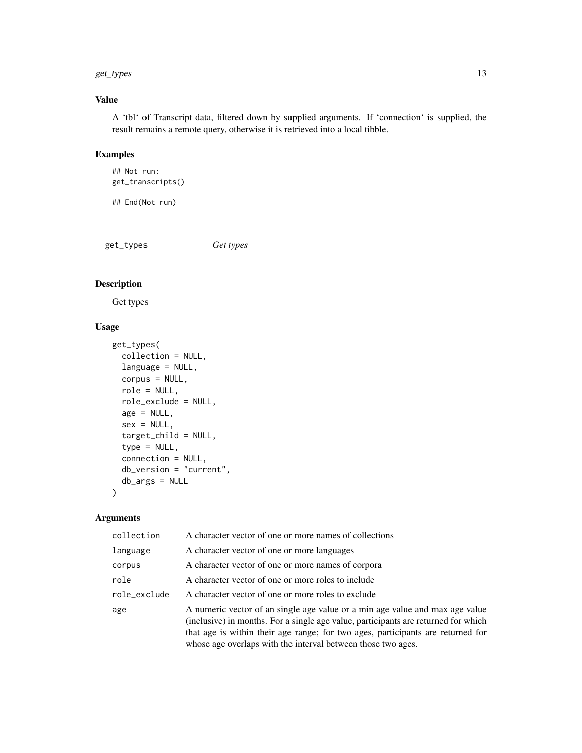### Value

A 'tbl' of Transcript data, filtered down by supplied arguments. If 'connection' is supplied, the result remains a remote query, otherwise it is retrieved into a local tibble.

### Examples

```
## Not run:
get_transcripts()

## End(Not run)
```

---

## get_types *Get types*

---

### Description

Get types

### Usage

```
get_types(
  collection = NULL,
  language = NULL,
  corpus = NULL,
  role = NULL,
  role_exclude = NULL,
  age = NULL,
  sex = NULL,
  target_child = NULL,
  type = NULL,
  connection = NULL,
  db_version = "current",
  db_args = NULL
)
```

### Arguments

| | |
|---|---|
| collection | A character vector of one or more names of collections |
| language | A character vector of one or more languages |
| corpus | A character vector of one or more names of corpora |
| role | A character vector of one or more roles to include |
| role_exclude | A character vector of one or more roles to exclude |
| age | A numeric vector of an single age value or a min age value and max age value (inclusive) in months. For a single age value, participants are returned for which that age is within their age range; for two ages, participants are returned for whose age overlaps with the interval between those two ages. |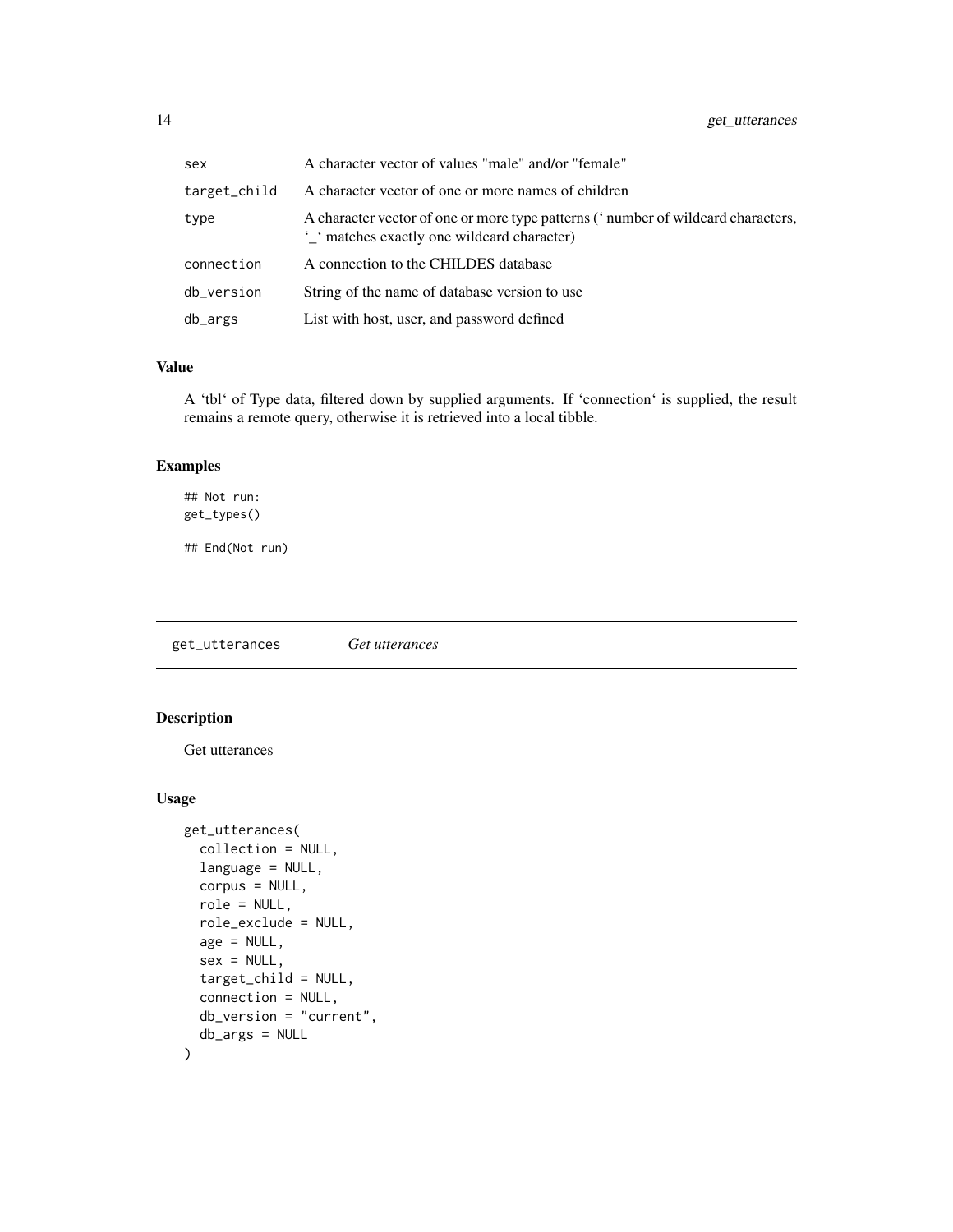| | |
|---|---|
| sex | A character vector of values "male" and/or "female" |
| target_child | A character vector of one or more names of children |
| type | A character vector of one or more type patterns (‘ number of wildcard characters, ‘_‘ matches exactly one wildcard character) |
| connection | A connection to the CHILDES database |
| db_version | String of the name of database version to use |
| db_args | List with host, user, and password defined |

### Value

A ‘tbl‘ of Type data, filtered down by supplied arguments. If ‘connection‘ is supplied, the result remains a remote query, otherwise it is retrieved into a local tibble.

### Examples

```
## Not run:
get_types()

## End(Not run)
```

## get_utterances *Get utterances*

### Description

Get utterances

### Usage

```
get_utterances(
  collection = NULL,
  language = NULL,
  corpus = NULL,
  role = NULL,
  role_exclude = NULL,
  age = NULL,
  sex = NULL,
  target_child = NULL,
  connection = NULL,
  db_version = "current",
  db_args = NULL
)
```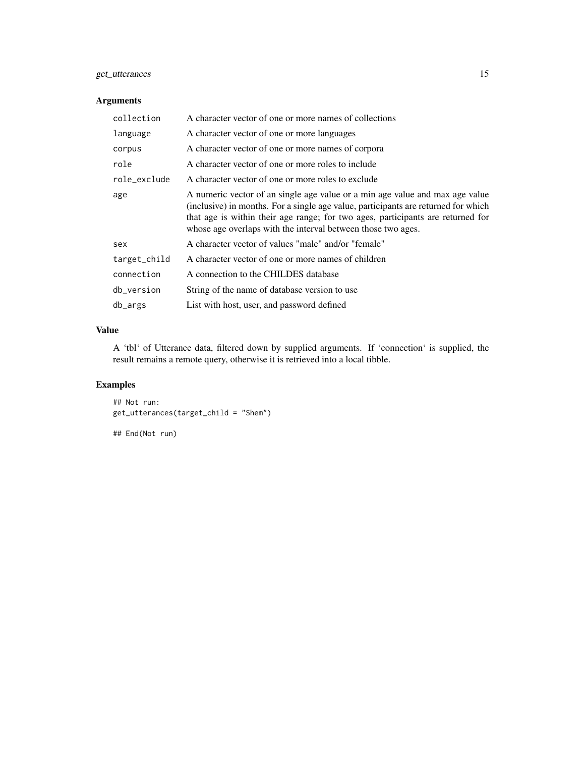## Arguments

| | |
|---|---|
| `collection` | A character vector of one or more names of collections |
| `language` | A character vector of one or more languages |
| `corpus` | A character vector of one or more names of corpora |
| `role` | A character vector of one or more roles to include |
| `role_exclude` | A character vector of one or more roles to exclude |
| `age` | A numeric vector of an single age value or a min age value and max age value (inclusive) in months. For a single age value, participants are returned for which that age is within their age range; for two ages, participants are returned for whose age overlaps with the interval between those two ages. |
| `sex` | A character vector of values "male" and/or "female" |
| `target_child` | A character vector of one or more names of children |
| `connection` | A connection to the CHILDES database |
| `db_version` | String of the name of database version to use |
| `db_args` | List with host, user, and password defined |

## Value

A 'tbl' of Utterance data, filtered down by supplied arguments. If 'connection' is supplied, the result remains a remote query, otherwise it is retrieved into a local tibble.

## Examples

```
## Not run:
get_utterances(target_child = "Shem")

## End(Not run)
```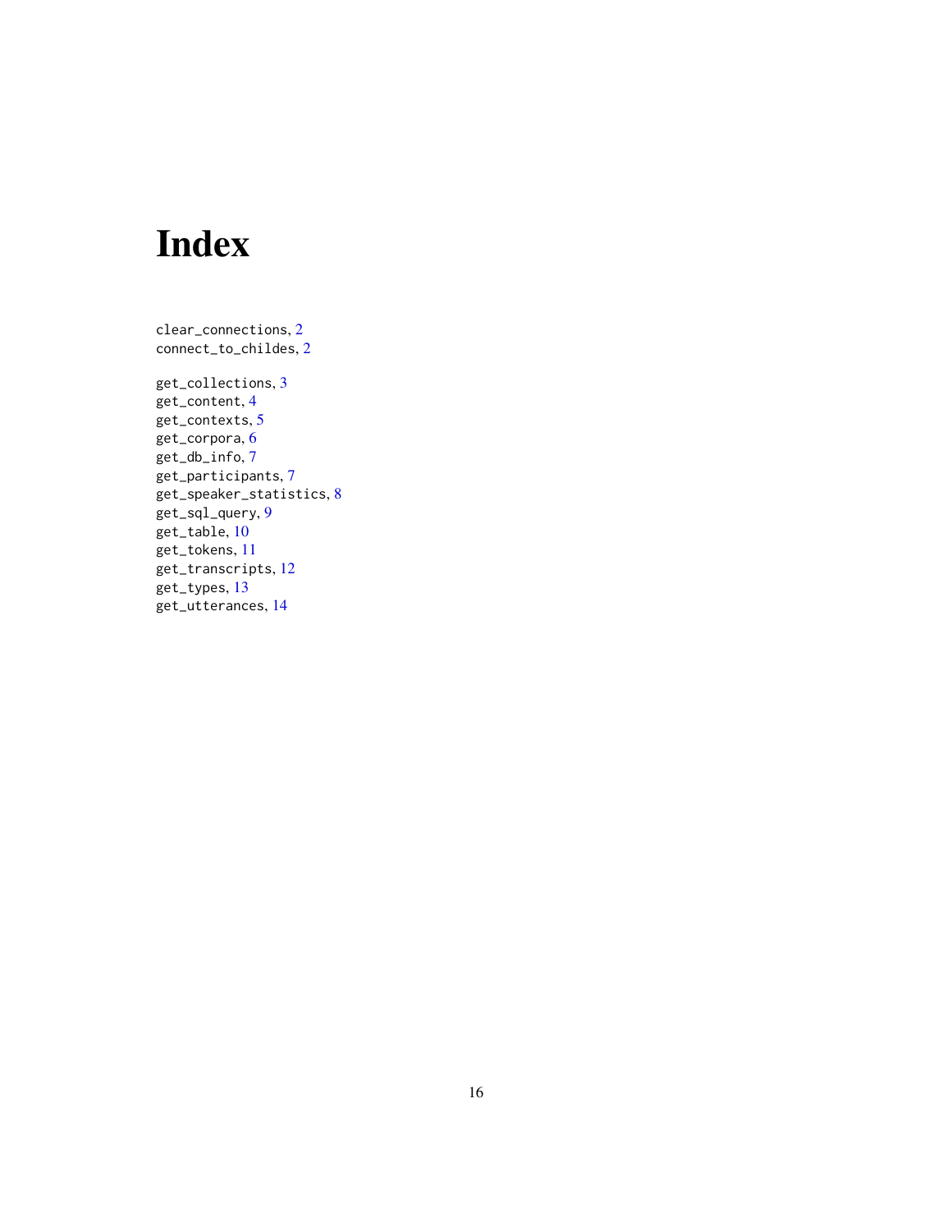# Index

clear_connections, 2
connect_to_childes, 2

get_collections, 3
get_content, 4
get_contexts, 5
get_corpora, 6
get_db_info, 7
get_participants, 7
get_speaker_statistics, 8
get_sql_query, 9
get_table, 10
get_tokens, 11
get_transcripts, 12
get_types, 13
get_utterances, 14